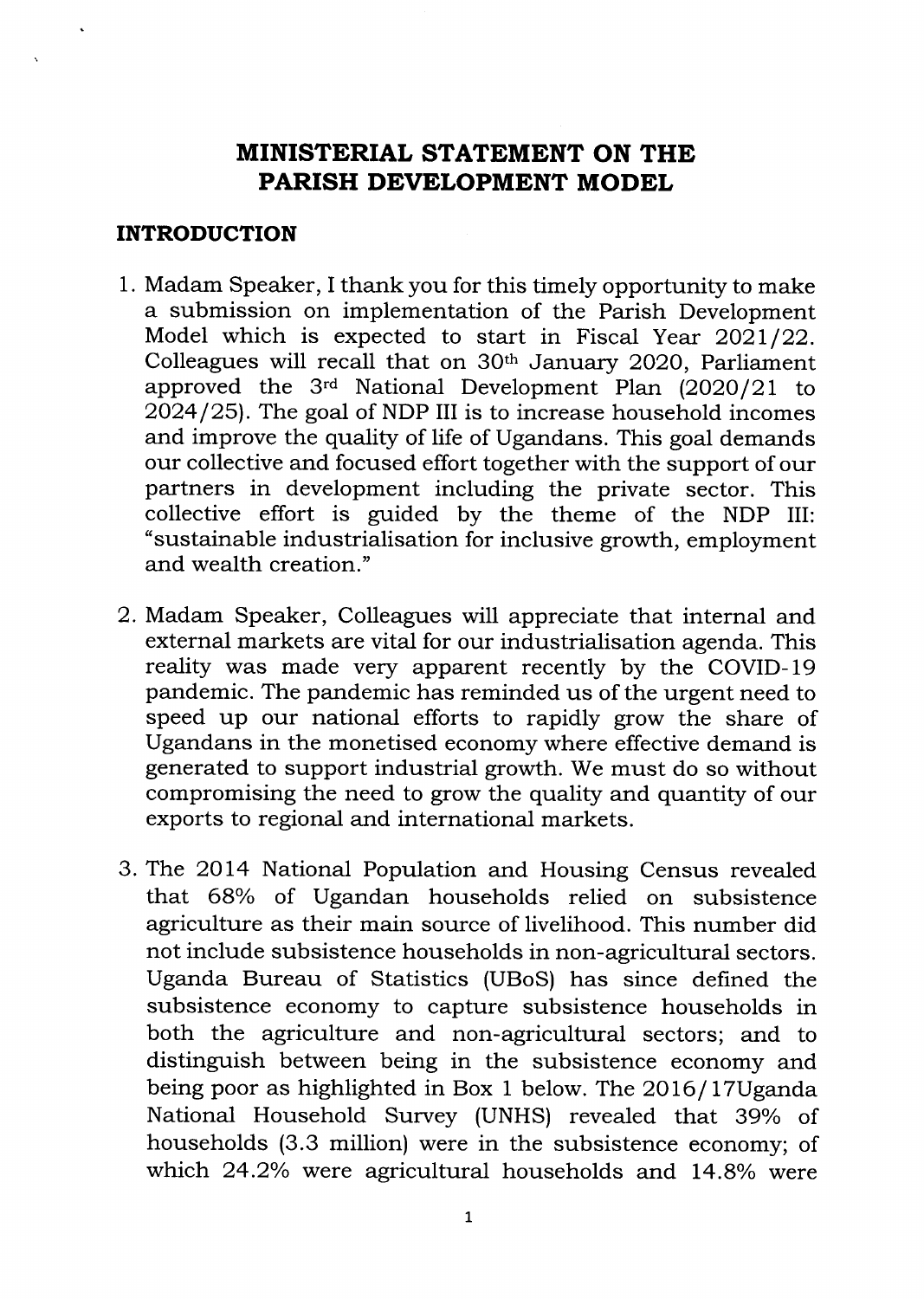# MINISTERIAL STATEMENT ON THE PARISH DEVELOPMENT MODEL

## INTRODUCTION

1. Madam Speaker, I thank you for this timely opportunity to make a submission on implementation of the Parish Development Model which is expected to start in Fiscal Year 2021/22. Colleagues will recall that on 30th January 2020, Parliament approved the 3rd National Development Plan (2020/21 to 2024/25). The goal of NDP III is to increase household incomes and improve the quality of life of Ugandans. This goal demands our collective and focused effort together with the support of our partners in development including the private sector. This collective effort is guided by the theme of the NDP III: "sustainable industrialisation for inclusive growth, employment and wealth creation."

2. Madam Speaker, Colleagues will appreciate that internal and external markets are vital for our industrialisation agenda. This reality was made very apparent recently by the COVID-19 pandemic. The pandemic has reminded us of the urgent need to speed up our national efforts to rapidly grow the share of Ugandans in the monetised economy where effective demand is generated to support industrial growth. We must do so without compromising the need to grow the quality and quantity of our exports to regional and international markets.

3. The 2014 National Population and Housing Census revealed that 68% of Ugandan households relied on subsistence agriculture as their main source of livelihood. This number did not include subsistence households in non-agricultural sectors. Uganda Bureau of Statistics (UBoS) has since defined the subsistence economy to capture subsistence households in both the agriculture and non-agricultural sectors; and to distinguish between being in the subsistence economy and being poor as highlighted in Box 1 below. The 2016/17Uganda National Household Survey (UNHS) revealed that 39% of households (3.3 million) were in the subsistence economy; of which 24.2% were agricultural households and 14.8% were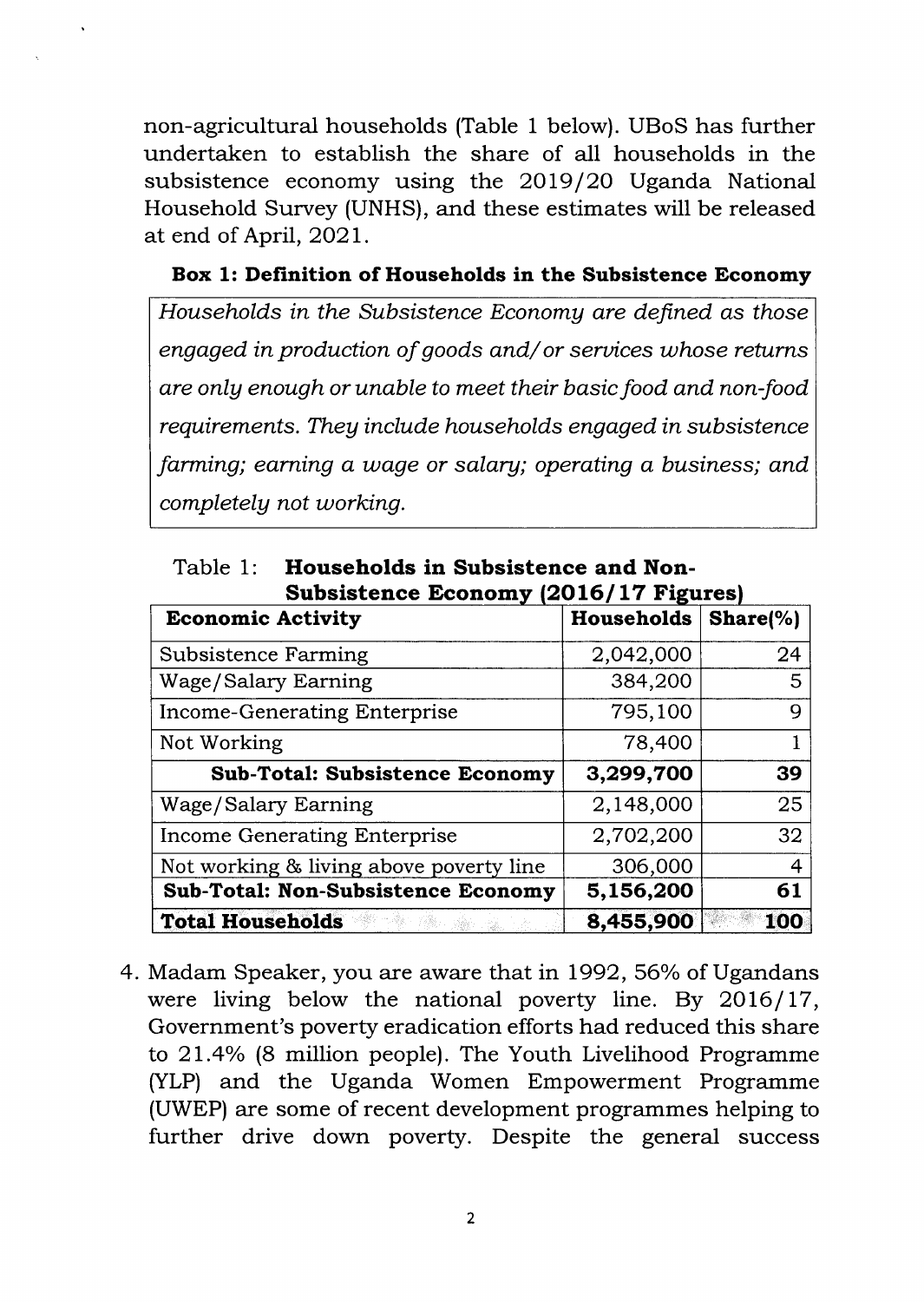non-agricultural households (Table 1 below). UBoS has further undertaken to establish the share of all households in the subsistence economy using the 2019/20 Uganda National Household Survey (UNHS), and these estimates will be released at end of April, 2021.

**Box 1: Definition of Households in the Subsistence Economy**

*Households in the Subsistence Economy are defined as those engaged in production of goods and/or services whose returns are only enough or unable to meet their basic food and non-food requirements. They include households engaged in subsistence farming; earning a wage or salary; operating a business; and completely not working.*

Table 1: **Households in Subsistence and Non-Subsistence Economy (2016/17 Figures)**

| Economic Activity | Households | Share(%) |
|---|---|---|
| Subsistence Farming | 2,042,000 | 24 |
| Wage/Salary Earning | 384,200 | 5 |
| Income-Generating Enterprise | 795,100 | 9 |
| Not Working | 78,400 | 1 |
| **Sub-Total: Subsistence Economy** | **3,299,700** | **39** |
| Wage/Salary Earning | 2,148,000 | 25 |
| Income Generating Enterprise | 2,702,200 | 32 |
| Not working & living above poverty line | 306,000 | 4 |
| **Sub-Total: Non-Subsistence Economy** | **5,156,200** | **61** |
| **Total Households** | **8,455,900** | **100** |

4. Madam Speaker, you are aware that in 1992, 56% of Ugandans were living below the national poverty line. By 2016/17, Government's poverty eradication efforts had reduced this share to 21.4% (8 million people). The Youth Livelihood Programme (YLP) and the Uganda Women Empowerment Programme (UWEP) are some of recent development programmes helping to further drive down poverty. Despite the general success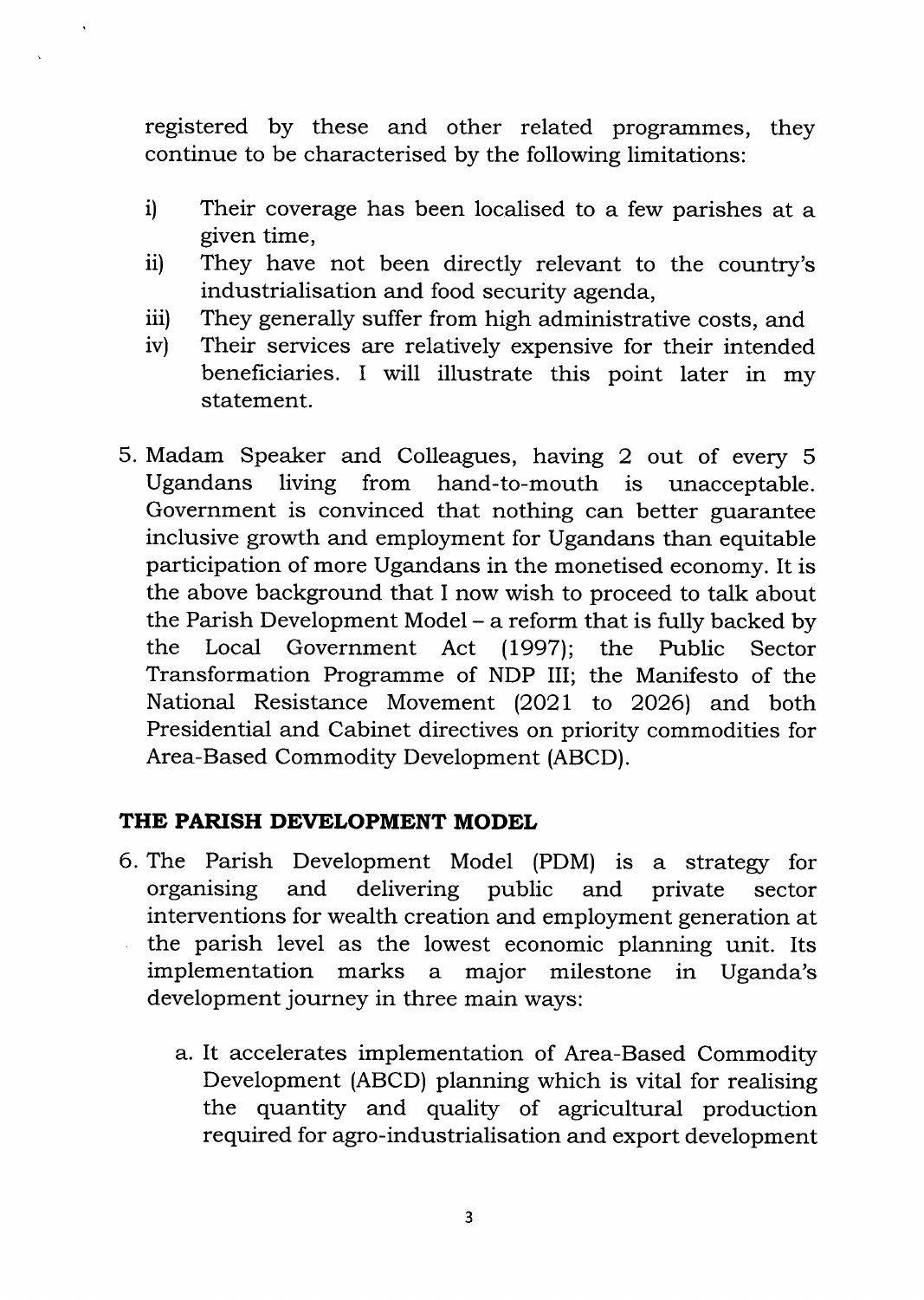registered by these and other related programmes, they continue to be characterised by the following limitations:

- i) Their coverage has been localised to a few parishes at a given time,
- ii) They have not been directly relevant to the country's industrialisation and food security agenda,
- iii) They generally suffer from high administrative costs, and
- iv) Their services are relatively expensive for their intended beneficiaries. I will illustrate this point later in my statement.

5. Madam Speaker and Colleagues, having 2 out of every 5 Ugandans living from hand-to-mouth is unacceptable. Government is convinced that nothing can better guarantee inclusive growth and employment for Ugandans than equitable participation of more Ugandans in the monetised economy. It is the above background that I now wish to proceed to talk about the Parish Development Model – a reform that is fully backed by the Local Government Act (1997); the Public Sector Transformation Programme of NDP III; the Manifesto of the National Resistance Movement (2021 to 2026) and both Presidential and Cabinet directives on priority commodities for Area-Based Commodity Development (ABCD).

## THE PARISH DEVELOPMENT MODEL

6. The Parish Development Model (PDM) is a strategy for organising and delivering public and private sector interventions for wealth creation and employment generation at the parish level as the lowest economic planning unit. Its implementation marks a major milestone in Uganda's development journey in three main ways:

   a. It accelerates implementation of Area-Based Commodity Development (ABCD) planning which is vital for realising the quantity and quality of agricultural production required for agro-industrialisation and export development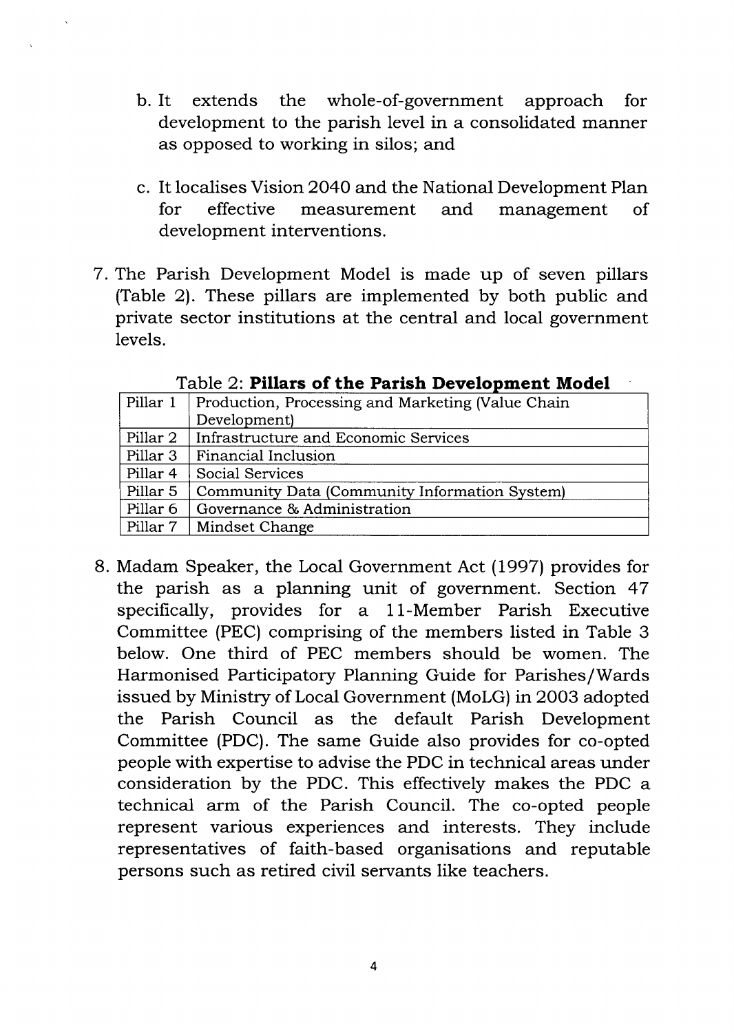b. It extends the whole-of-government approach for development to the parish level in a consolidated manner as opposed to working in silos; and

c. It localises Vision 2040 and the National Development Plan for effective measurement and management of development interventions.

7. The Parish Development Model is made up of seven pillars (Table 2). These pillars are implemented by both public and private sector institutions at the central and local government levels.

Table 2: **Pillars of the Parish Development Model**

| | |
|---|---|
| Pillar 1 | Production, Processing and Marketing (Value Chain Development) |
| Pillar 2 | Infrastructure and Economic Services |
| Pillar 3 | Financial Inclusion |
| Pillar 4 | Social Services |
| Pillar 5 | Community Data (Community Information System) |
| Pillar 6 | Governance & Administration |
| Pillar 7 | Mindset Change |

8. Madam Speaker, the Local Government Act (1997) provides for the parish as a planning unit of government. Section 47 specifically, provides for a 11-Member Parish Executive Committee (PEC) comprising of the members listed in Table 3 below. One third of PEC members should be women. The Harmonised Participatory Planning Guide for Parishes/Wards issued by Ministry of Local Government (MoLG) in 2003 adopted the Parish Council as the default Parish Development Committee (PDC). The same Guide also provides for co-opted people with expertise to advise the PDC in technical areas under consideration by the PDC. This effectively makes the PDC a technical arm of the Parish Council. The co-opted people represent various experiences and interests. They include representatives of faith-based organisations and reputable persons such as retired civil servants like teachers.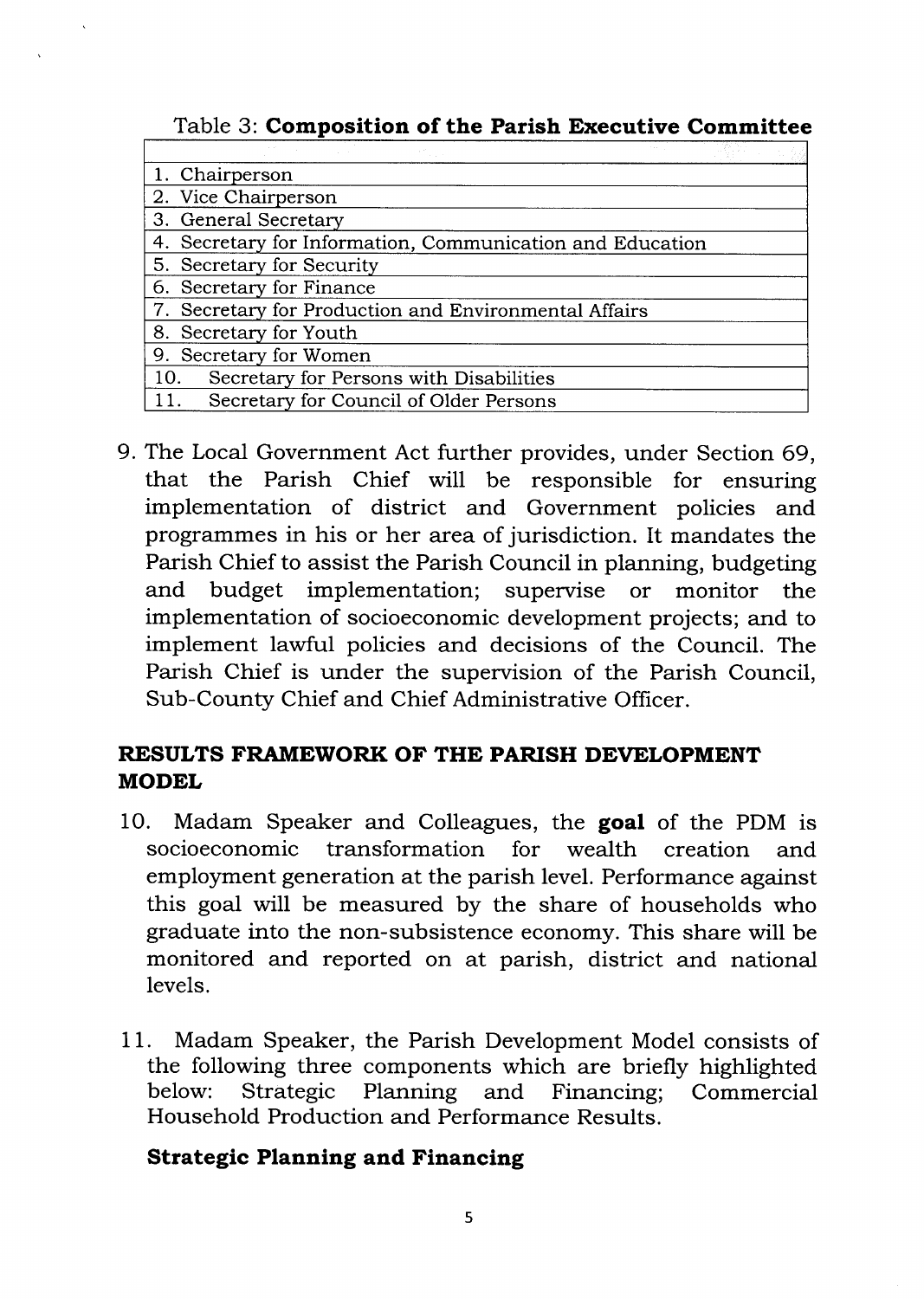Table 3: **Composition of the Parish Executive Committee**

| |
|---|
| 1. Chairperson |
| 2. Vice Chairperson |
| 3. General Secretary |
| 4. Secretary for Information, Communication and Education |
| 5. Secretary for Security |
| 6. Secretary for Finance |
| 7. Secretary for Production and Environmental Affairs |
| 8. Secretary for Youth |
| 9. Secretary for Women |
| 10. Secretary for Persons with Disabilities |
| 11. Secretary for Council of Older Persons |

9. The Local Government Act further provides, under Section 69, that the Parish Chief will be responsible for ensuring implementation of district and Government policies and programmes in his or her area of jurisdiction. It mandates the Parish Chief to assist the Parish Council in planning, budgeting and budget implementation; supervise or monitor the implementation of socioeconomic development projects; and to implement lawful policies and decisions of the Council. The Parish Chief is under the supervision of the Parish Council, Sub-County Chief and Chief Administrative Officer.

## RESULTS FRAMEWORK OF THE PARISH DEVELOPMENT MODEL

10. Madam Speaker and Colleagues, the **goal** of the PDM is socioeconomic transformation for wealth creation and employment generation at the parish level. Performance against this goal will be measured by the share of households who graduate into the non-subsistence economy. This share will be monitored and reported on at parish, district and national levels.

11. Madam Speaker, the Parish Development Model consists of the following three components which are briefly highlighted below: Strategic Planning and Financing; Commercial Household Production and Performance Results.

### Strategic Planning and Financing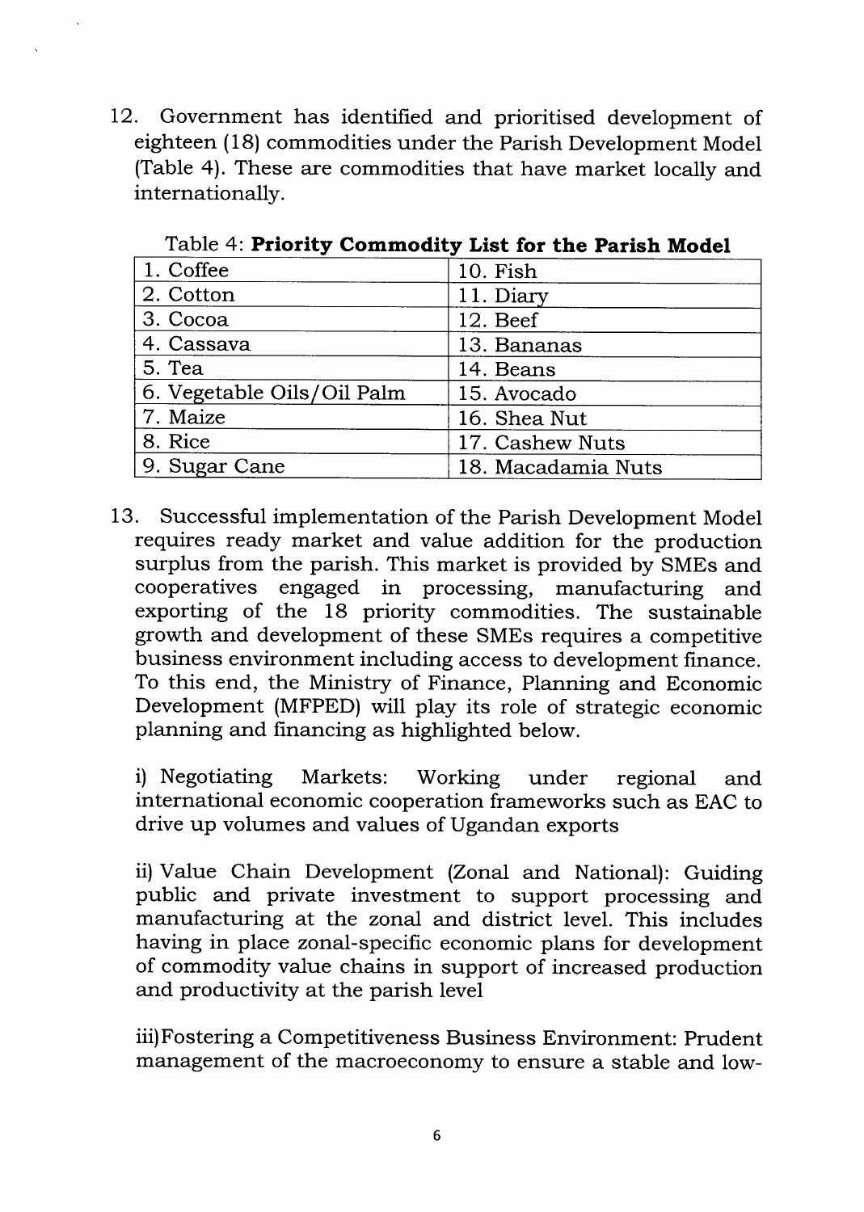12. Government has identified and prioritised development of eighteen (18) commodities under the Parish Development Model (Table 4). These are commodities that have market locally and internationally.

Table 4: **Priority Commodity List for the Parish Model**

| | |
|---|---|
| 1. Coffee | 10. Fish |
| 2. Cotton | 11. Diary |
| 3. Cocoa | 12. Beef |
| 4. Cassava | 13. Bananas |
| 5. Tea | 14. Beans |
| 6. Vegetable Oils/Oil Palm | 15. Avocado |
| 7. Maize | 16. Shea Nut |
| 8. Rice | 17. Cashew Nuts |
| 9. Sugar Cane | 18. Macadamia Nuts |

13. Successful implementation of the Parish Development Model requires ready market and value addition for the production surplus from the parish. This market is provided by SMEs and cooperatives engaged in processing, manufacturing and exporting of the 18 priority commodities. The sustainable growth and development of these SMEs requires a competitive business environment including access to development finance. To this end, the Ministry of Finance, Planning and Economic Development (MFPED) will play its role of strategic economic planning and financing as highlighted below.

    i) Negotiating Markets: Working under regional and international economic cooperation frameworks such as EAC to drive up volumes and values of Ugandan exports

    ii) Value Chain Development (Zonal and National): Guiding public and private investment to support processing and manufacturing at the zonal and district level. This includes having in place zonal-specific economic plans for development of commodity value chains in support of increased production and productivity at the parish level

    iii) Fostering a Competitiveness Business Environment: Prudent management of the macroeconomy to ensure a stable and low-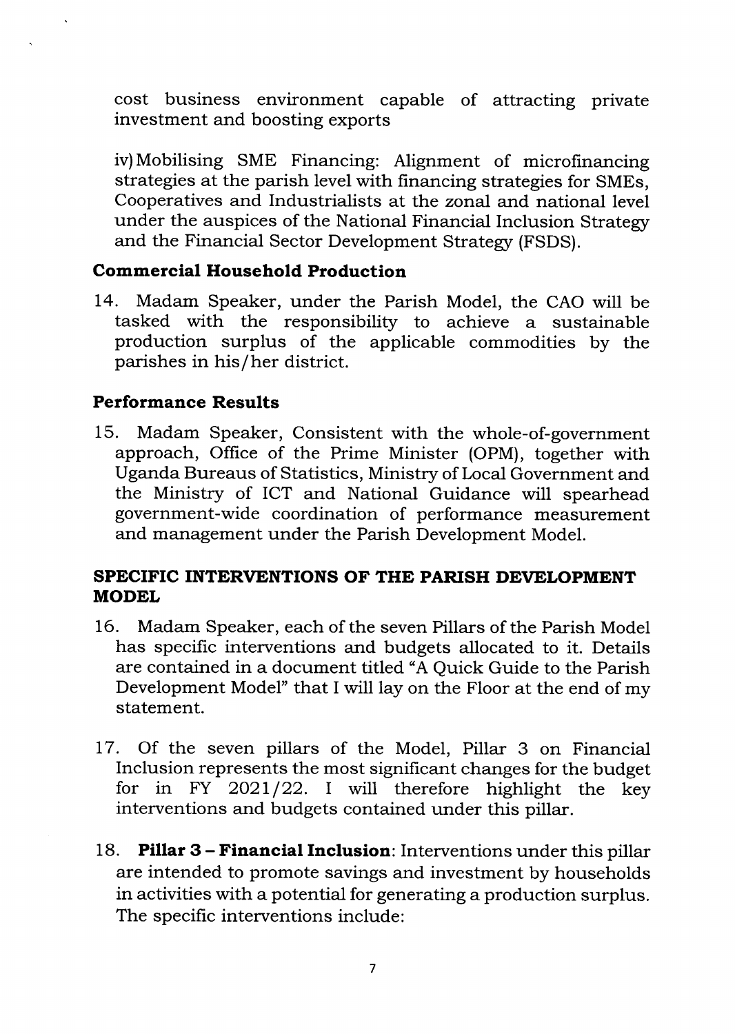cost business environment capable of attracting private investment and boosting exports

iv) Mobilising SME Financing: Alignment of microfinancing strategies at the parish level with financing strategies for SMEs, Cooperatives and Industrialists at the zonal and national level under the auspices of the National Financial Inclusion Strategy and the Financial Sector Development Strategy (FSDS).

### Commercial Household Production

14. Madam Speaker, under the Parish Model, the CAO will be tasked with the responsibility to achieve a sustainable production surplus of the applicable commodities by the parishes in his/her district.

### Performance Results

15. Madam Speaker, Consistent with the whole-of-government approach, Office of the Prime Minister (OPM), together with Uganda Bureaus of Statistics, Ministry of Local Government and the Ministry of ICT and National Guidance will spearhead government-wide coordination of performance measurement and management under the Parish Development Model.

### SPECIFIC INTERVENTIONS OF THE PARISH DEVELOPMENT MODEL

16. Madam Speaker, each of the seven Pillars of the Parish Model has specific interventions and budgets allocated to it. Details are contained in a document titled "A Quick Guide to the Parish Development Model" that I will lay on the Floor at the end of my statement.

17. Of the seven pillars of the Model, Pillar 3 on Financial Inclusion represents the most significant changes for the budget for in FY 2021/22. I will therefore highlight the key interventions and budgets contained under this pillar.

18. **Pillar 3 – Financial Inclusion**: Interventions under this pillar are intended to promote savings and investment by households in activities with a potential for generating a production surplus. The specific interventions include: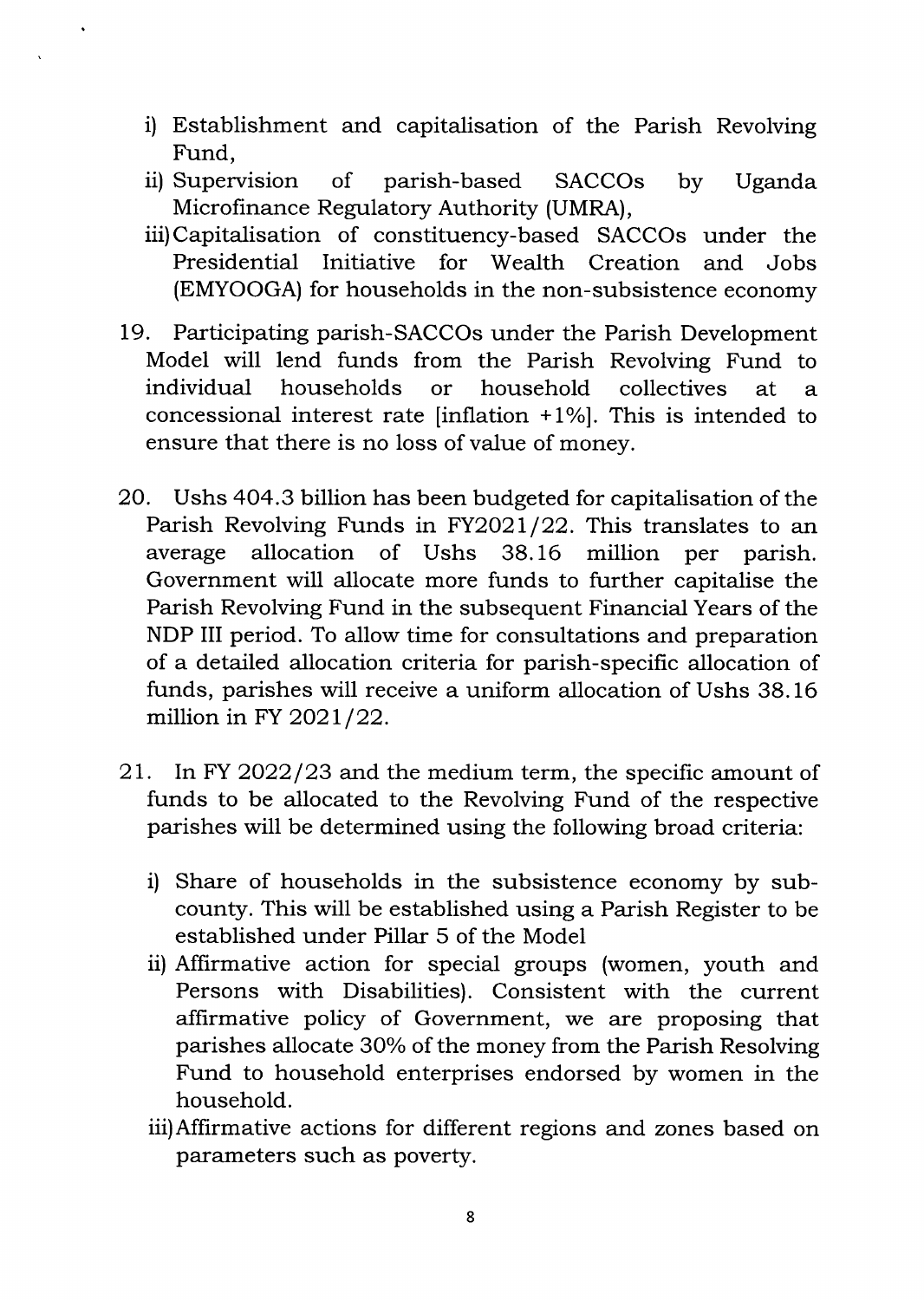i) Establishment and capitalisation of the Parish Revolving Fund,
ii) Supervision of parish-based SACCOs by Uganda Microfinance Regulatory Authority (UMRA),
iii) Capitalisation of constituency-based SACCOs under the Presidential Initiative for Wealth Creation and Jobs (EMYOOGA) for households in the non-subsistence economy

19. Participating parish-SACCOs under the Parish Development Model will lend funds from the Parish Revolving Fund to individual households or household collectives at a concessional interest rate [inflation +1%]. This is intended to ensure that there is no loss of value of money.

20. Ushs 404.3 billion has been budgeted for capitalisation of the Parish Revolving Funds in FY2021/22. This translates to an average allocation of Ushs 38.16 million per parish. Government will allocate more funds to further capitalise the Parish Revolving Fund in the subsequent Financial Years of the NDP III period. To allow time for consultations and preparation of a detailed allocation criteria for parish-specific allocation of funds, parishes will receive a uniform allocation of Ushs 38.16 million in FY 2021/22.

21. In FY 2022/23 and the medium term, the specific amount of funds to be allocated to the Revolving Fund of the respective parishes will be determined using the following broad criteria:

    i) Share of households in the subsistence economy by sub-county. This will be established using a Parish Register to be established under Pillar 5 of the Model
    ii) Affirmative action for special groups (women, youth and Persons with Disabilities). Consistent with the current affirmative policy of Government, we are proposing that parishes allocate 30% of the money from the Parish Resolving Fund to household enterprises endorsed by women in the household.
    iii) Affirmative actions for different regions and zones based on parameters such as poverty.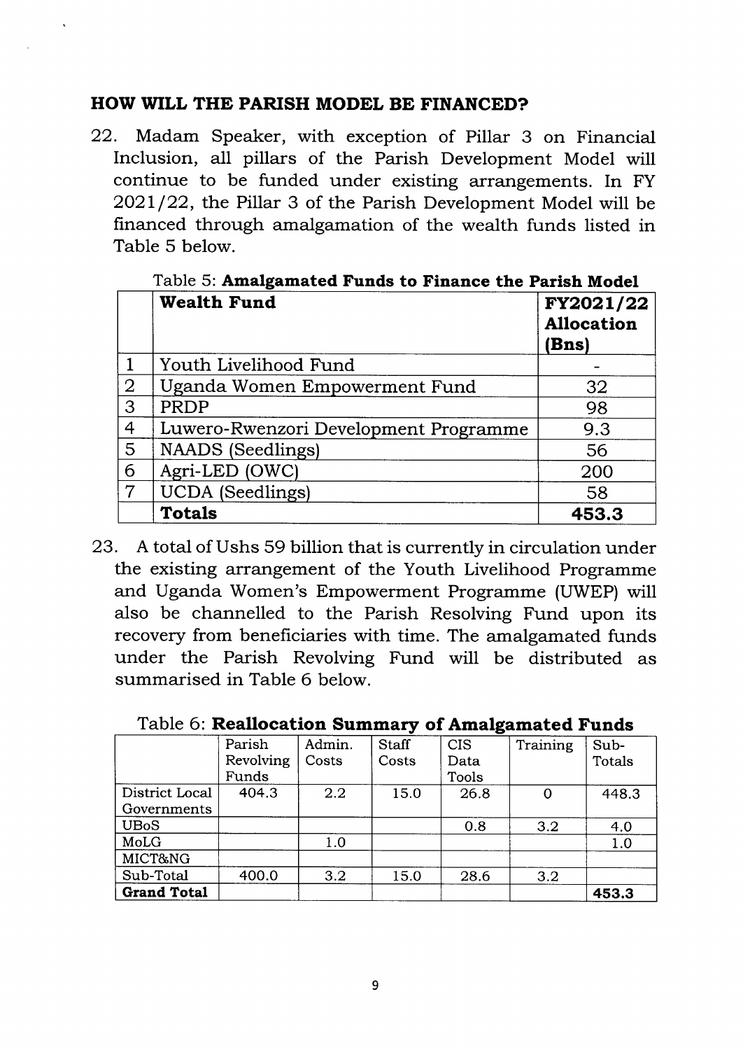## HOW WILL THE PARISH MODEL BE FINANCED?

22. Madam Speaker, with exception of Pillar 3 on Financial Inclusion, all pillars of the Parish Development Model will continue to be funded under existing arrangements. In FY 2021/22, the Pillar 3 of the Parish Development Model will be financed through amalgamation of the wealth funds listed in Table 5 below.

Table 5: **Amalgamated Funds to Finance the Parish Model**

| | **Wealth Fund** | **FY2021/22 Allocation (Bns)** |
|---|---|---|
| 1 | Youth Livelihood Fund | - |
| 2 | Uganda Women Empowerment Fund | 32 |
| 3 | PRDP | 98 |
| 4 | Luwero-Rwenzori Development Programme | 9.3 |
| 5 | NAADS (Seedlings) | 56 |
| 6 | Agri-LED (OWC) | 200 |
| 7 | UCDA (Seedlings) | 58 |
| | **Totals** | **453.3** |

23. A total of Ushs 59 billion that is currently in circulation under the existing arrangement of the Youth Livelihood Programme and Uganda Women's Empowerment Programme (UWEP) will also be channelled to the Parish Resolving Fund upon its recovery from beneficiaries with time. The amalgamated funds under the Parish Revolving Fund will be distributed as summarised in Table 6 below.

Table 6: **Reallocation Summary of Amalgamated Funds**

| | Parish Revolving Funds | Admin. Costs | Staff Costs | CIS Data Tools | Training | Sub-Totals |
|---|---|---|---|---|---|---|
| District Local Governments | 404.3 | 2.2 | 15.0 | 26.8 | 0 | 448.3 |
| UBoS | | | | 0.8 | 3.2 | 4.0 |
| MoLG | | 1.0 | | | | 1.0 |
| MICT&NG | | | | | | |
| Sub-Total | 400.0 | 3.2 | 15.0 | 28.6 | 3.2 | |
| **Grand Total** | | | | | | **453.3** |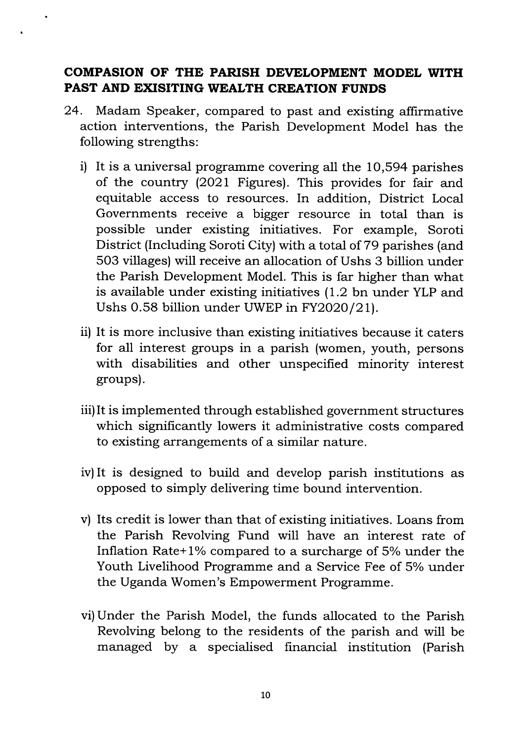## COMPASION OF THE PARISH DEVELOPMENT MODEL WITH PAST AND EXISITING WEALTH CREATION FUNDS

24. Madam Speaker, compared to past and existing affirmative action interventions, the Parish Development Model has the following strengths:

    i) It is a universal programme covering all the 10,594 parishes of the country (2021 Figures). This provides for fair and equitable access to resources. In addition, District Local Governments receive a bigger resource in total than is possible under existing initiatives. For example, Soroti District (Including Soroti City) with a total of 79 parishes (and 503 villages) will receive an allocation of Ushs 3 billion under the Parish Development Model. This is far higher than what is available under existing initiatives (1.2 bn under YLP and Ushs 0.58 billion under UWEP in FY2020/21).

    ii) It is more inclusive than existing initiatives because it caters for all interest groups in a parish (women, youth, persons with disabilities and other unspecified minority interest groups).

    iii) It is implemented through established government structures which significantly lowers it administrative costs compared to existing arrangements of a similar nature.

    iv) It is designed to build and develop parish institutions as opposed to simply delivering time bound intervention.

    v) Its credit is lower than that of existing initiatives. Loans from the Parish Revolving Fund will have an interest rate of Inflation Rate+1% compared to a surcharge of 5% under the Youth Livelihood Programme and a Service Fee of 5% under the Uganda Women's Empowerment Programme.

    vi) Under the Parish Model, the funds allocated to the Parish Revolving belong to the residents of the parish and will be managed by a specialised financial institution (Parish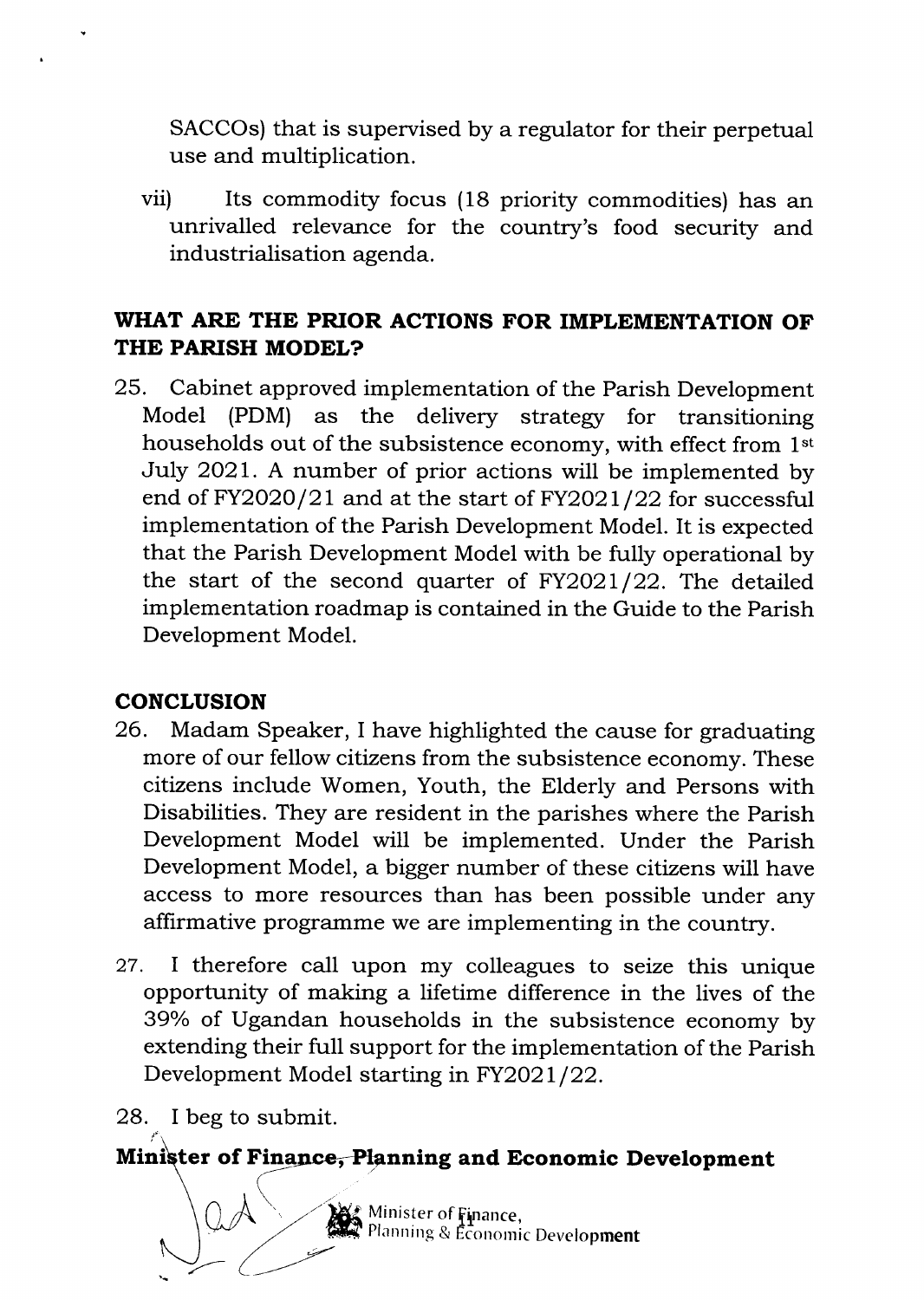SACCOs) that is supervised by a regulator for their perpetual use and multiplication.

vii) Its commodity focus (18 priority commodities) has an unrivalled relevance for the country's food security and industrialisation agenda.

## WHAT ARE THE PRIOR ACTIONS FOR IMPLEMENTATION OF THE PARISH MODEL?

25. Cabinet approved implementation of the Parish Development Model (PDM) as the delivery strategy for transitioning households out of the subsistence economy, with effect from 1st July 2021. A number of prior actions will be implemented by end of FY2020/21 and at the start of FY2021/22 for successful implementation of the Parish Development Model. It is expected that the Parish Development Model with be fully operational by the start of the second quarter of FY2021/22. The detailed implementation roadmap is contained in the Guide to the Parish Development Model.

## CONCLUSION

26. Madam Speaker, I have highlighted the cause for graduating more of our fellow citizens from the subsistence economy. These citizens include Women, Youth, the Elderly and Persons with Disabilities. They are resident in the parishes where the Parish Development Model will be implemented. Under the Parish Development Model, a bigger number of these citizens will have access to more resources than has been possible under any affirmative programme we are implementing in the country.

27. I therefore call upon my colleagues to seize this unique opportunity of making a lifetime difference in the lives of the 39% of Ugandan households in the subsistence economy by extending their full support for the implementation of the Parish Development Model starting in FY2021/22.

28. I beg to submit.

**Minister of Finance, Planning and Economic Development**

Minister of Finance, Planning & Economic Development